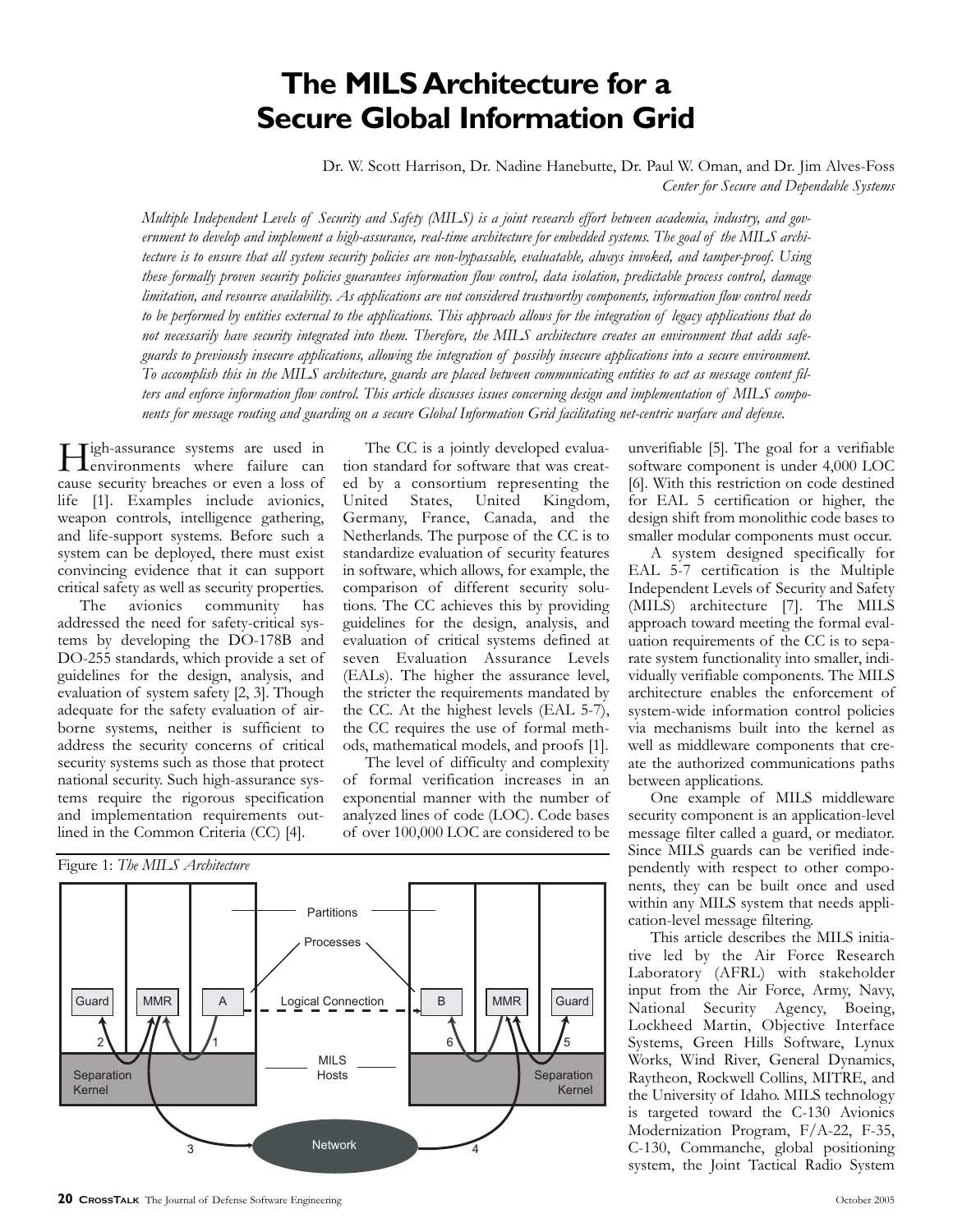# The MILS Architecture for a Secure Global Information Grid

Dr. W. Scott Harrison, Dr. Nadine Hanebutte, Dr. Paul W. Oman, and Dr. Jim Alves-Foss
*Center for Secure and Dependable Systems*

*Multiple Independent Levels of Security and Safety (MILS) is a joint research effort between academia, industry, and government to develop and implement a high-assurance, real-time architecture for embedded systems. The goal of the MILS architecture is to ensure that all system security policies are non-bypassable, evaluatable, always invoked, and tamper-proof. Using these formally proven security policies guarantees information flow control, data isolation, predictable process control, damage limitation, and resource availability. As applications are not considered trustworthy components, information flow control needs to be performed by entities external to the applications. This approach allows for the integration of legacy applications that do not necessarily have security integrated into them. Therefore, the MILS architecture creates an environment that adds safeguards to previously insecure applications, allowing the integration of possibly insecure applications into a secure environment. To accomplish this in the MILS architecture, guards are placed between communicating entities to act as message content filters and enforce information flow control. This article discusses issues concerning design and implementation of MILS components for message routing and guarding on a secure Global Information Grid facilitating net-centric warfare and defense.*

High-assurance systems are used in environments where failure can cause security breaches or even a loss of life [1]. Examples include avionics, weapon controls, intelligence gathering, and life-support systems. Before such a system can be deployed, there must exist convincing evidence that it can support critical safety as well as security properties.

The avionics community has addressed the need for safety-critical systems by developing the DO-178B and DO-255 standards, which provide a set of guidelines for the design, analysis, and evaluation of system safety [2, 3]. Though adequate for the safety evaluation of airborne systems, neither is sufficient to address the security concerns of critical security systems such as those that protect national security. Such high-assurance systems require the rigorous specification and implementation requirements outlined in the Common Criteria (CC) [4].

The CC is a jointly developed evaluation standard for software that was created by a consortium representing the United States, United Kingdom, Germany, France, Canada, and the Netherlands. The purpose of the CC is to standardize evaluation of security features in software, which allows, for example, the comparison of different security solutions. The CC achieves this by providing guidelines for the design, analysis, and evaluation of critical systems defined at seven Evaluation Assurance Levels (EALs). The higher the assurance level, the stricter the requirements mandated by the CC. At the highest levels (EAL 5-7), the CC requires the use of formal methods, mathematical models, and proofs [1].

The level of difficulty and complexity of formal verification increases in an exponential manner with the number of analyzed lines of code (LOC). Code bases of over 100,000 LOC are considered to be unverifiable [5]. The goal for a verifiable software component is under 4,000 LOC [6]. With this restriction on code destined for EAL 5 certification or higher, the design shift from monolithic code bases to smaller modular components must occur.

Figure 1: *The MILS Architecture*

A system designed specifically for EAL 5-7 certification is the Multiple Independent Levels of Security and Safety (MILS) architecture [7]. The MILS approach toward meeting the formal evaluation requirements of the CC is to separate system functionality into smaller, individually verifiable components. The MILS architecture enables the enforcement of system-wide information control policies via mechanisms built into the kernel as well as middleware components that create the authorized communications paths between applications.

One example of MILS middleware security component is an application-level message filter called a guard, or mediator. Since MILS guards can be verified independently with respect to other components, they can be built once and used within any MILS system that needs application-level message filtering.

This article describes the MILS initiative led by the Air Force Research Laboratory (AFRL) with stakeholder input from the Air Force, Army, Navy, National Security Agency, Boeing, Lockheed Martin, Objective Interface Systems, Green Hills Software, Lynux Works, Wind River, General Dynamics, Raytheon, Rockwell Collins, MITRE, and the University of Idaho. MILS technology is targeted toward the C-130 Avionics Modernization Program, F/A-22, F-35, C-130, Commanche, global positioning system, the Joint Tactical Radio System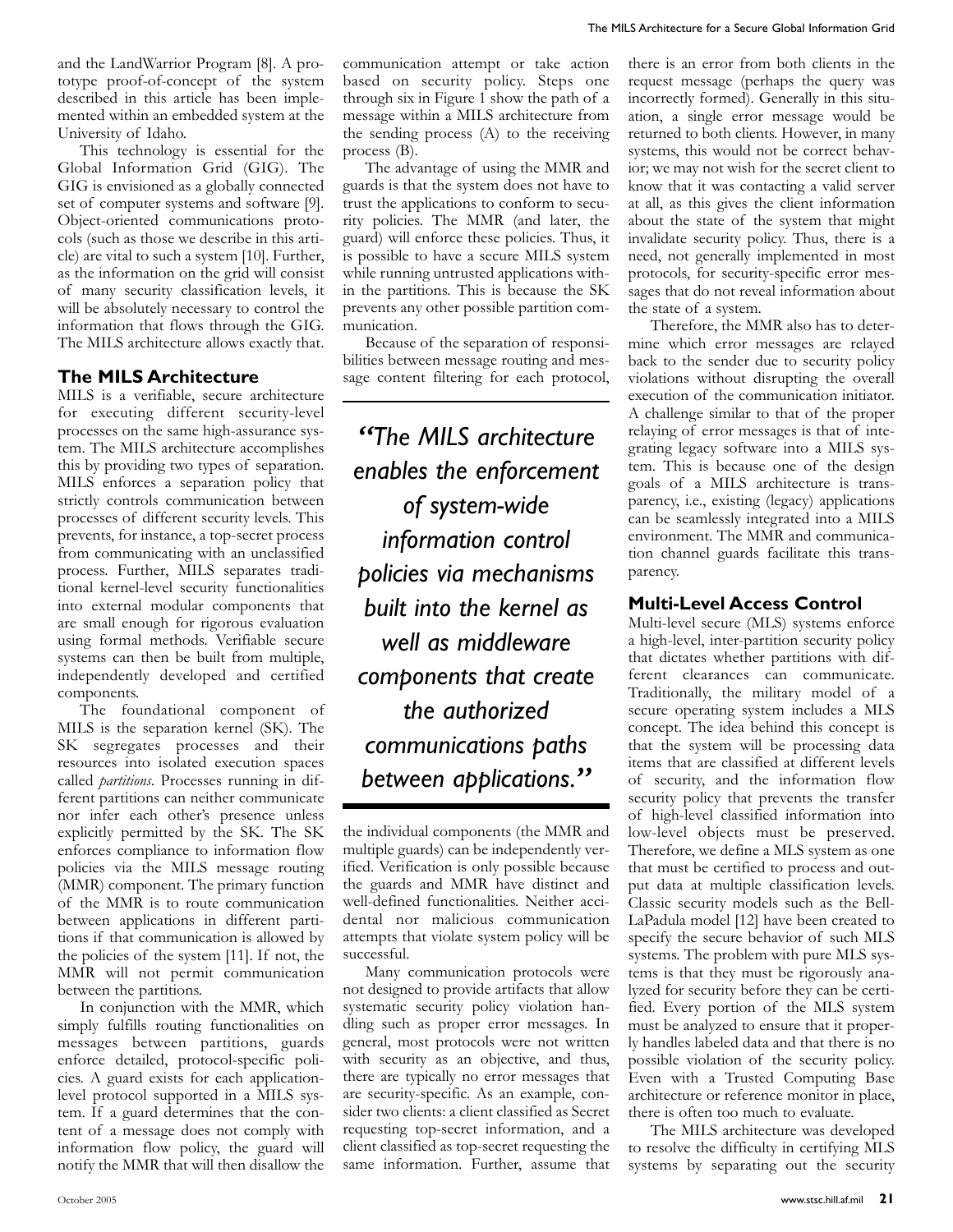and the LandWarrior Program [8]. A prototype proof-of-concept of the system described in this article has been implemented within an embedded system at the University of Idaho.

This technology is essential for the Global Information Grid (GIG). The GIG is envisioned as a globally connected set of computer systems and software [9]. Object-oriented communications protocols (such as those we describe in this article) are vital to such a system [10]. Further, as the information on the grid will consist of many security classification levels, it will be absolutely necessary to control the information that flows through the GIG. The MILS architecture allows exactly that.

## The MILS Architecture

MILS is a verifiable, secure architecture for executing different security-level processes on the same high-assurance system. The MILS architecture accomplishes this by providing two types of separation. MILS enforces a separation policy that strictly controls communication between processes of different security levels. This prevents, for instance, a top-secret process from communicating with an unclassified process. Further, MILS separates traditional kernel-level security functionalities into external modular components that are small enough for rigorous evaluation using formal methods. Verifiable secure systems can then be built from multiple, independently developed and certified components.

The foundational component of MILS is the separation kernel (SK). The SK segregates processes and their resources into isolated execution spaces called *partitions*. Processes running in different partitions can neither communicate nor infer each other's presence unless explicitly permitted by the SK. The SK enforces compliance to information flow policies via the MILS message routing (MMR) component. The primary function of the MMR is to route communication between applications in different partitions if that communication is allowed by the policies of the system [11]. If not, the MMR will not permit communication between the partitions.

In conjunction with the MMR, which simply fulfills routing functionalities on messages between partitions, guards enforce detailed, protocol-specific policies. A guard exists for each application-level protocol supported in a MILS system. If a guard determines that the content of a message does not comply with information flow policy, the guard will notify the MMR that will then disallow the communication attempt or take action based on security policy. Steps one through six in Figure 1 show the path of a message within a MILS architecture from the sending process (A) to the receiving process (B).

The advantage of using the MMR and guards is that the system does not have to trust the applications to conform to security policies. The MMR (and later, the guard) will enforce these policies. Thus, it is possible to have a secure MILS system while running untrusted applications within the partitions. This is because the SK prevents any other possible partition communication.

Because of the separation of responsibilities between message routing and message content filtering for each protocol, the individual components (the MMR and multiple guards) can be independently verified. Verification is only possible because the guards and MMR have distinct and well-defined functionalities. Neither accidental nor malicious communication attempts that violate system policy will be successful.

> *"The MILS architecture enables the enforcement of system-wide information control policies via mechanisms built into the kernel as well as middleware components that create the authorized communications paths between applications."*

Many communication protocols were not designed to provide artifacts that allow systematic security policy violation handling such as proper error messages. In general, most protocols were not written with security as an objective, and thus, there are typically no error messages that are security-specific. As an example, consider two clients: a client classified as Secret requesting top-secret information, and a client classified as top-secret requesting the same information. Further, assume that there is an error from both clients in the request message (perhaps the query was incorrectly formed). Generally in this situation, a single error message would be returned to both clients. However, in many systems, this would not be correct behavior; we may not wish for the secret client to know that it was contacting a valid server at all, as this gives the client information about the state of the system that might invalidate security policy. Thus, there is a need, not generally implemented in most protocols, for security-specific error messages that do not reveal information about the state of a system.

Therefore, the MMR also has to determine which error messages are relayed back to the sender due to security policy violations without disrupting the overall execution of the communication initiator. A challenge similar to that of the proper relaying of error messages is that of integrating legacy software into a MILS system. This is because one of the design goals of a MILS architecture is transparency, i.e., existing (legacy) applications can be seamlessly integrated into a MILS environment. The MMR and communication channel guards facilitate this transparency.

## Multi-Level Access Control

Multi-level secure (MLS) systems enforce a high-level, inter-partition security policy that dictates whether partitions with different clearances can communicate. Traditionally, the military model of a secure operating system includes a MLS concept. The idea behind this concept is that the system will be processing data items that are classified at different levels of security, and the information flow security policy that prevents the transfer of high-level classified information into low-level objects must be preserved. Therefore, we define a MLS system as one that must be certified to process and output data at multiple classification levels. Classic security models such as the Bell-LaPadula model [12] have been created to specify the secure behavior of such MLS systems. The problem with pure MLS systems is that they must be rigorously analyzed for security before they can be certified. Every portion of the MLS system must be analyzed to ensure that it properly handles labeled data and that there is no possible violation of the security policy. Even with a Trusted Computing Base architecture or reference monitor in place, there is often too much to evaluate.

The MILS architecture was developed to resolve the difficulty in certifying MLS systems by separating out the security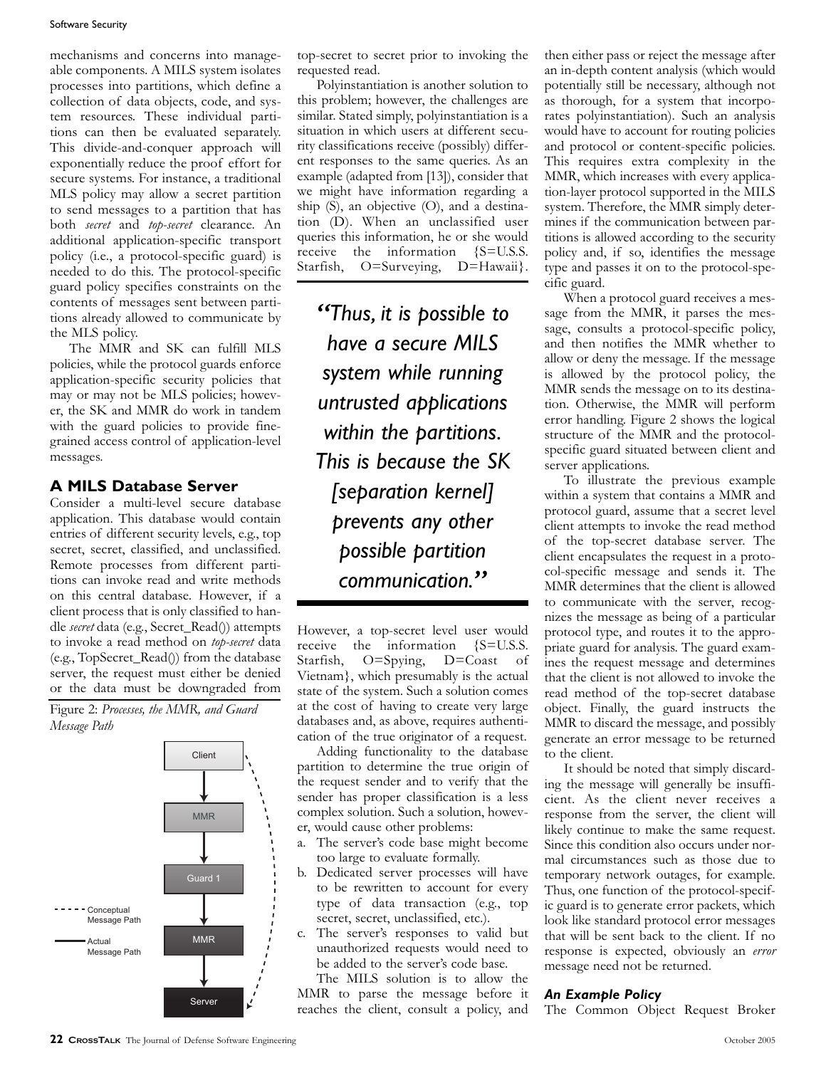mechanisms and concerns into manageable components. A MILS system isolates processes into partitions, which define a collection of data objects, code, and system resources. These individual partitions can then be evaluated separately. This divide-and-conquer approach will exponentially reduce the proof effort for secure systems. For instance, a traditional MLS policy may allow a secret partition to send messages to a partition that has both *secret* and *top-secret* clearance. An additional application-specific transport policy (i.e., a protocol-specific guard) is needed to do this. The protocol-specific guard policy specifies constraints on the contents of messages sent between partitions already allowed to communicate by the MLS policy.

The MMR and SK can fulfill MLS policies, while the protocol guards enforce application-specific security policies that may or may not be MLS policies; however, the SK and MMR do work in tandem with the guard policies to provide fine-grained access control of application-level messages.

## A MILS Database Server

Consider a multi-level secure database application. This database would contain entries of different security levels, e.g., top secret, secret, classified, and unclassified. Remote processes from different partitions can invoke read and write methods on this central database. However, if a client process that is only classified to handle *secret* data (e.g., Secret_Read()) attempts to invoke a read method on *top-secret* data (e.g., TopSecret_Read()) from the database server, the request must either be denied or the data must be downgraded from top-secret to secret prior to invoking the requested read.

Figure 2: *Processes, the MMR, and Guard Message Path*

Polyinstantiation is another solution to this problem; however, the challenges are similar. Stated simply, polyinstantiation is a situation in which users at different security classifications receive (possibly) different responses to the same queries. As an example (adapted from [13]), consider that we might have information regarding a ship (S), an objective (O), and a destination (D). When an unclassified user queries this information, he or she would receive the information {S=U.S.S. Starfish, O=Surveying, D=Hawaii}.

> ***"Thus, it is possible to have a secure MILS system while running untrusted applications within the partitions. This is because the SK [separation kernel] prevents any other possible partition communication."***

However, a top-secret level user would receive the information {S=U.S.S. Starfish, O=Spying, D=Coast of Vietnam}, which presumably is the actual state of the system. Such a solution comes at the cost of having to create very large databases and, as above, requires authentication of the true originator of a request.

Adding functionality to the database partition to determine the true origin of the request sender and to verify that the sender has proper classification is a less complex solution. Such a solution, however, would cause other problems:

a. The server's code base might become too large to evaluate formally.
b. Dedicated server processes will have to be rewritten to account for every type of data transaction (e.g., top secret, secret, unclassified, etc.).
c. The server's responses to valid but unauthorized requests would need to be added to the server's code base.

The MILS solution is to allow the MMR to parse the message before it reaches the client, consult a policy, and then either pass or reject the message after an in-depth content analysis (which would potentially still be necessary, although not as thorough, for a system that incorporates polyinstantiation). Such an analysis would have to account for routing policies and protocol or content-specific policies. This requires extra complexity in the MMR, which increases with every application-layer protocol supported in the MILS system. Therefore, the MMR simply determines if the communication between partitions is allowed according to the security policy and, if so, identifies the message type and passes it on to the protocol-specific guard.

When a protocol guard receives a message from the MMR, it parses the message, consults a protocol-specific policy, and then notifies the MMR whether to allow or deny the message. If the message is allowed by the protocol policy, the MMR sends the message on to its destination. Otherwise, the MMR will perform error handling. Figure 2 shows the logical structure of the MMR and the protocol-specific guard situated between client and server applications.

To illustrate the previous example within a system that contains a MMR and protocol guard, assume that a secret level client attempts to invoke the read method of the top-secret database server. The client encapsulates the request in a protocol-specific message and sends it. The MMR determines that the client is allowed to communicate with the server, recognizes the message as being of a particular protocol type, and routes it to the appropriate guard for analysis. The guard examines the request message and determines that the client is not allowed to invoke the read method of the top-secret database object. Finally, the guard instructs the MMR to discard the message, and possibly generate an error message to be returned to the client.

It should be noted that simply discarding the message will generally be insufficient. As the client never receives a response from the server, the client will likely continue to make the same request. Since this condition also occurs under normal circumstances such as those due to temporary network outages, for example. Thus, one function of the protocol-specific guard is to generate error packets, which look like standard protocol error messages that will be sent back to the client. If no response is expected, obviously an *error* message need not be returned.

### *An Example Policy*

The Common Object Request Broker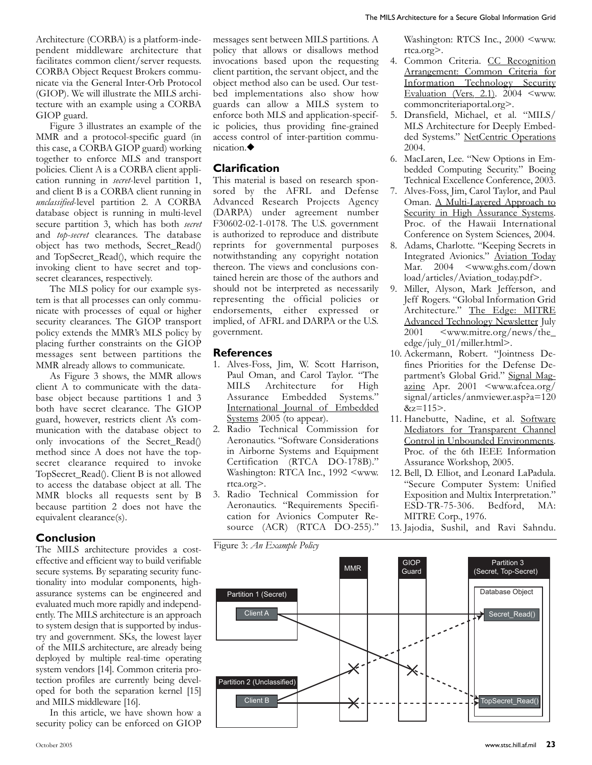Architecture (CORBA) is a platform-independent middleware architecture that facilitates common client/server requests. CORBA Object Request Brokers communicate via the General Inter-Orb Protocol (GIOP). We will illustrate the MILS architecture with an example using a CORBA GIOP guard.

Figure 3 illustrates an example of the MMR and a protocol-specific guard (in this case, a CORBA GIOP guard) working together to enforce MLS and transport policies. Client A is a CORBA client application running in *secret*-level partition 1, and client B is a CORBA client running in *unclassified*-level partition 2. A CORBA database object is running in multi-level secure partition 3, which has both *secret* and *top-secret* clearances. The database object has two methods, Secret_Read() and TopSecret_Read(), which require the invoking client to have secret and top-secret clearances, respectively.

The MLS policy for our example system is that all processes can only communicate with processes of equal or higher security clearances. The GIOP transport policy extends the MMR's MLS policy by placing further constraints on the GIOP messages sent between partitions the MMR already allows to communicate.

As Figure 3 shows, the MMR allows client A to communicate with the database object because partitions 1 and 3 both have secret clearance. The GIOP guard, however, restricts client A's communication with the database object to only invocations of the Secret_Read() method since A does not have the top-secret clearance required to invoke TopSecret_Read(). Client B is not allowed to access the database object at all. The MMR blocks all requests sent by B because partition 2 does not have the equivalent clearance(s).

## Conclusion

The MILS architecture provides a cost-effective and efficient way to build verifiable secure systems. By separating security functionality into modular components, high-assurance systems can be engineered and evaluated much more rapidly and independently. The MILS architecture is an approach to system design that is supported by industry and government. SKs, the lowest layer of the MILS architecture, are already being deployed by multiple real-time operating system vendors [14]. Common criteria protection profiles are currently being developed for both the separation kernel [15] and MILS middleware [16].

In this article, we have shown how a security policy can be enforced on GIOP messages sent between MILS partitions. A policy that allows or disallows method invocations based upon the requesting client partition, the servant object, and the object method also can be used. Our testbed implementations also show how guards can allow a MILS system to enforce both MLS and application-specific policies, thus providing fine-grained access control of inter-partition communication.◆

## Clarification

This material is based on research sponsored by the AFRL and Defense Advanced Research Projects Agency (DARPA) under agreement number F30602-02-1-0178. The U.S. government is authorized to reproduce and distribute reprints for governmental purposes notwithstanding any copyright notation thereon. The views and conclusions contained herein are those of the authors and should not be interpreted as necessarily representing the official policies or endorsements, either expressed or implied, of AFRL and DARPA or the U.S. government.

## References

1. Alves-Foss, Jim, W. Scott Harrison, Paul Oman, and Carol Taylor. "The MILS Architecture for High Assurance Embedded Systems." International Journal of Embedded Systems 2005 (to appear).
2. Radio Technical Commission for Aeronautics. "Software Considerations in Airborne Systems and Equipment Certification (RTCA DO-178B)." Washington: RTCA Inc., 1992 <www.rtca.org>.
3. Radio Technical Commission for Aeronautics. "Requirements Specification for Avionics Computer Resource (ACR) (RTCA DO-255)." Washington: RTCS Inc., 2000 <www.rtca.org>.
4. Common Criteria. CC Recognition Arrangement: Common Criteria for Information Technology Security Evaluation (Vers. 2.1). 2004 <www.commoncriteriaportal.org>.
5. Dransfield, Michael, et al. "MILS/MLS Architecture for Deeply Embedded Systems." NetCentric Operations 2004.
6. MacLaren, Lee. "New Options in Embedded Computing Security." Boeing Technical Excellence Conference, 2003.
7. Alves-Foss, Jim, Carol Taylor, and Paul Oman. A Multi-Layered Approach to Security in High Assurance Systems. Proc. of the Hawaii International Conference on System Sciences, 2004.
8. Adams, Charlotte. "Keeping Secrets in Integrated Avionics." Aviation Today Mar. 2004 <www.ghs.com/download/articles/Aviation_today.pdf>.
9. Miller, Alyson, Mark Jefferson, and Jeff Rogers. "Global Information Grid Architecture." The Edge: MITRE Advanced Technology Newsletter July 2001 <www.mitre.org/news/the_edge/july_01/miller.html>.
10. Ackermann, Robert. "Jointness Defines Priorities for the Defense Department's Global Grid." Signal Magazine Apr. 2001 <www.afcea.org/signal/articles/anmviewer.asp?a=120&z=115>.
11. Hanebutte, Nadine, et al. Software Mediators for Transparent Channel Control in Unbounded Environments. Proc. of the 6th IEEE Information Assurance Workshop, 2005.
12. Bell, D. Elliot, and Leonard LaPadula. "Secure Computer System: Unified Exposition and Multix Interpretation." ESD-TR-75-306. Bedford, MA: MITRE Corp., 1976.
13. Jajodia, Sushil, and Ravi Sahndu.

Figure 3: *An Example Policy*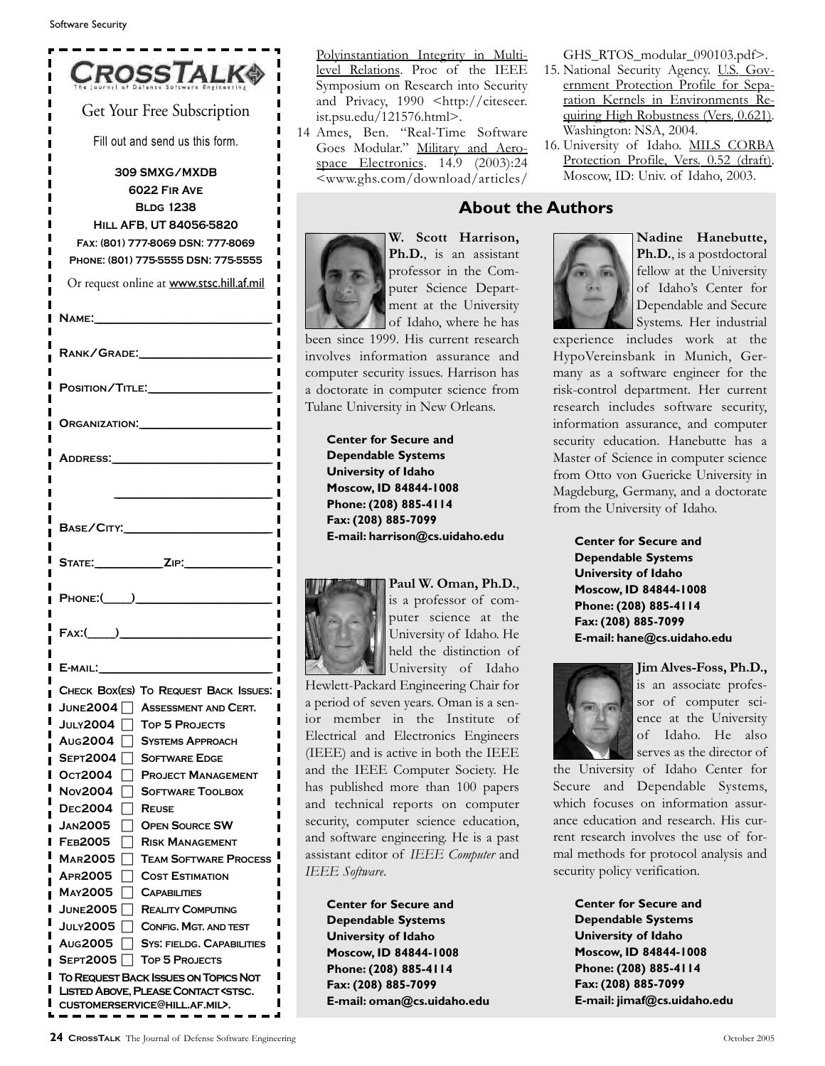**CROSSTALK** The Journal of Defense Software Engineering

Get Your Free Subscription

Fill out and send us this form.

309 SMXG/MXDB
6022 Fir Ave
Bldg 1238
Hill AFB, UT 84056-5820
Fax: (801) 777-8069 DSN: 777-8069
Phone: (801) 775-5555 DSN: 775-5555

Or request online at www.stsc.hill.af.mil

Name:___________________________

Rank/Grade:______________________

Position/Title:____________________

Organization:______________________

Address:_________________________

_________________________

Base/City:________________________

State:__________Zip:_____________

Phone:(____)_____________________

Fax:(____)_______________________

E-mail:__________________________

Check Box(es) To Request Back Issues:

- June2004 ☐ Assessment and Cert.
- July2004 ☐ Top 5 Projects
- Aug2004 ☐ Systems Approach
- Sept2004 ☐ Software Edge
- Oct2004 ☐ Project Management
- Nov2004 ☐ Software Toolbox
- Dec2004 ☐ Reuse
- Jan2005 ☐ Open Source SW
- Feb2005 ☐ Risk Management
- Mar2005 ☐ Team Software Process
- Apr2005 ☐ Cost Estimation
- May2005 ☐ Capabilities
- June2005 ☐ Reality Computing
- July2005 ☐ Config. Mgt. and Test
- Aug2005 ☐ Sys: Fieldg. Capabilities
- Sept2005 ☐ Top 5 Projects

To Request Back Issues on Topics Not Listed Above, Please Contact <stsc.customerservice@hill.af.mil>.

Polyinstantiation Integrity in Multi-level Relations. Proc of the IEEE Symposium on Research into Security and Privacy, 1990 <http://citeseer.ist.psu.edu/121576.html>.

14 Ames, Ben. "Real-Time Software Goes Modular." Military and Aerospace Electronics. 14.9 (2003):24 <www.ghs.com/download/articles/GHS_RTOS_modular_090103.pdf>.

15. National Security Agency. U.S. Government Protection Profile for Separation Kernels in Environments Requiring High Robustness (Vers. 0.621). Washington: NSA, 2004.

16. University of Idaho. MILS CORBA Protection Profile, Vers. 0.52 (draft). Moscow, ID: Univ. of Idaho, 2003.

## About the Authors

**W. Scott Harrison, Ph.D.**, is an assistant professor in the Computer Science Department at the University of Idaho, where he has been since 1999. His current research involves information assurance and computer security issues. Harrison has a doctorate in computer science from Tulane University in New Orleans.

**Center for Secure and Dependable Systems**
**University of Idaho**
**Moscow, ID 84844-1008**
**Phone: (208) 885-4114**
**Fax: (208) 885-7099**
**E-mail: harrison@cs.uidaho.edu**

**Paul W. Oman, Ph.D.**, is a professor of computer science at the University of Idaho. He held the distinction of University of Idaho Hewlett-Packard Engineering Chair for a period of seven years. Oman is a senior member in the Institute of Electrical and Electronics Engineers (IEEE) and is active in both the IEEE and the IEEE Computer Society. He has published more than 100 papers and technical reports on computer security, computer science education, and software engineering. He is a past assistant editor of *IEEE Computer* and *IEEE Software*.

**Center for Secure and Dependable Systems**
**University of Idaho**
**Moscow, ID 84844-1008**
**Phone: (208) 885-4114**
**Fax: (208) 885-7099**
**E-mail: oman@cs.uidaho.edu**

**Nadine Hanebutte, Ph.D.**, is a postdoctoral fellow at the University of Idaho's Center for Dependable and Secure Systems. Her industrial experience includes work at the HypoVereinsbank in Munich, Germany as a software engineer for the risk-control department. Her current research includes software security, information assurance, and computer security education. Hanebutte has a Master of Science in computer science from Otto von Guericke University in Magdeburg, Germany, and a doctorate from the University of Idaho.

**Center for Secure and Dependable Systems**
**University of Idaho**
**Moscow, ID 84844-1008**
**Phone: (208) 885-4114**
**Fax: (208) 885-7099**
**E-mail: hane@cs.uidaho.edu**

**Jim Alves-Foss, Ph.D.**, is an associate professor of computer science at the University of Idaho. He also serves as the director of the University of Idaho Center for Secure and Dependable Systems, which focuses on information assurance education and research. His current research involves the use of formal methods for protocol analysis and security policy verification.

**Center for Secure and Dependable Systems**
**University of Idaho**
**Moscow, ID 84844-1008**
**Phone: (208) 885-4114**
**Fax: (208) 885-7099**
**E-mail: jimaf@cs.uidaho.edu**